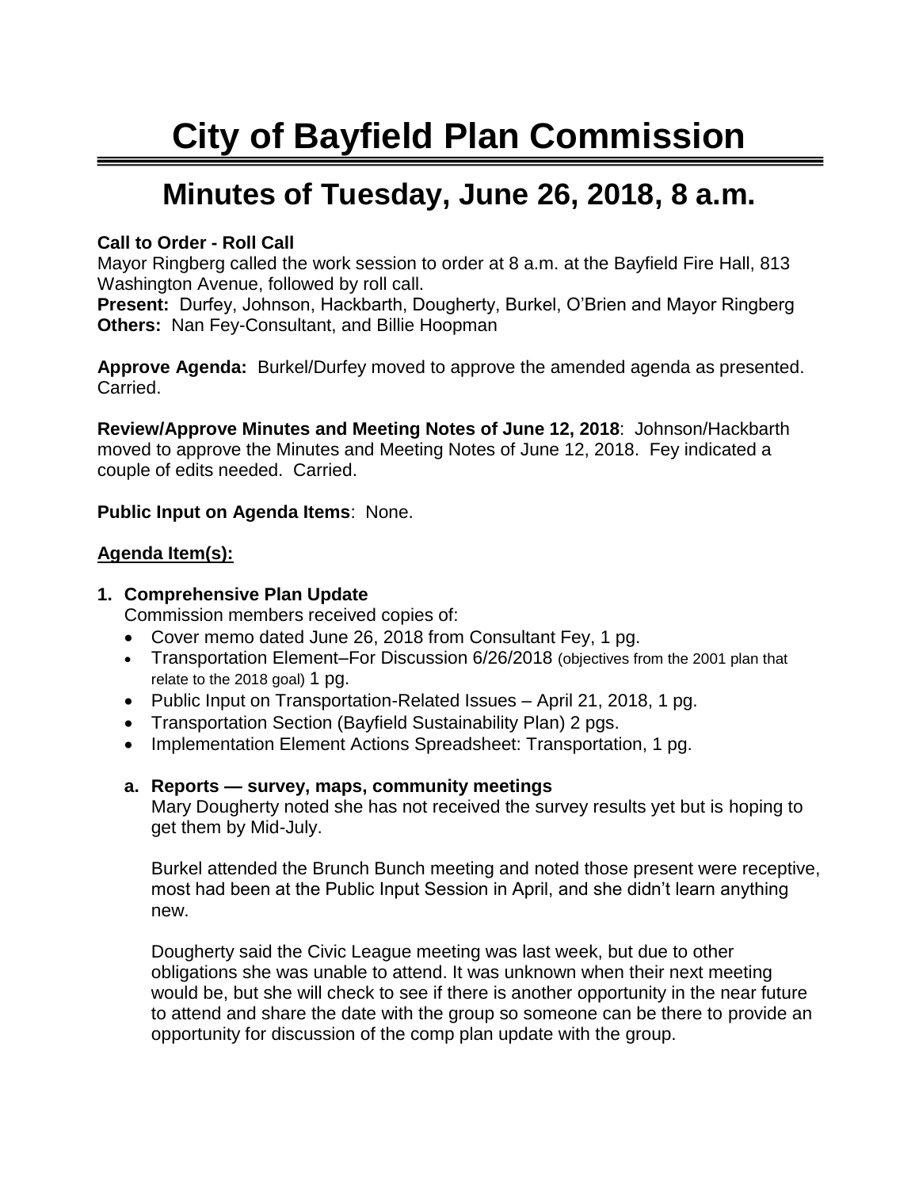# City of Bayfield Plan Commission

## Minutes of Tuesday, June 26, 2018, 8 a.m.

**Call to Order - Roll Call**
Mayor Ringberg called the work session to order at 8 a.m. at the Bayfield Fire Hall, 813 Washington Avenue, followed by roll call.
**Present:** Durfey, Johnson, Hackbarth, Dougherty, Burkel, O'Brien and Mayor Ringberg
**Others:** Nan Fey-Consultant, and Billie Hoopman

**Approve Agenda:** Burkel/Durfey moved to approve the amended agenda as presented. Carried.

**Review/Approve Minutes and Meeting Notes of June 12, 2018**: Johnson/Hackbarth moved to approve the Minutes and Meeting Notes of June 12, 2018. Fey indicated a couple of edits needed. Carried.

**Public Input on Agenda Items**: None.

**<u>Agenda Item(s):</u>**

**1. Comprehensive Plan Update**

Commission members received copies of:

- Cover memo dated June 26, 2018 from Consultant Fey, 1 pg.
- Transportation Element–For Discussion 6/26/2018 (objectives from the 2001 plan that relate to the 2018 goal) 1 pg.
- Public Input on Transportation-Related Issues – April 21, 2018, 1 pg.
- Transportation Section (Bayfield Sustainability Plan) 2 pgs.
- Implementation Element Actions Spreadsheet: Transportation, 1 pg.

**a. Reports — survey, maps, community meetings**

Mary Dougherty noted she has not received the survey results yet but is hoping to get them by Mid-July.

Burkel attended the Brunch Bunch meeting and noted those present were receptive, most had been at the Public Input Session in April, and she didn't learn anything new.

Dougherty said the Civic League meeting was last week, but due to other obligations she was unable to attend. It was unknown when their next meeting would be, but she will check to see if there is another opportunity in the near future to attend and share the date with the group so someone can be there to provide an opportunity for discussion of the comp plan update with the group.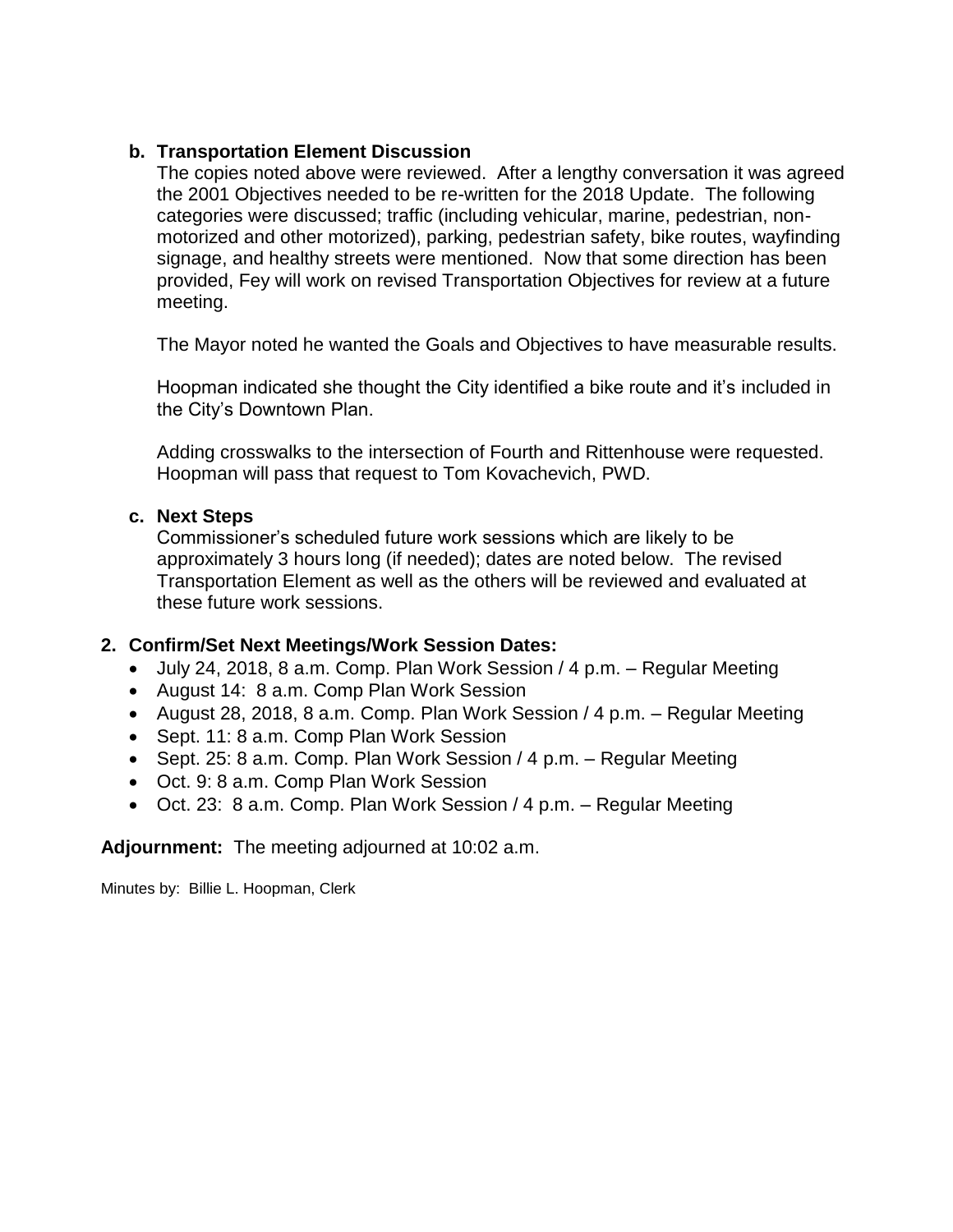**b. Transportation Element Discussion**

The copies noted above were reviewed. After a lengthy conversation it was agreed the 2001 Objectives needed to be re-written for the 2018 Update. The following categories were discussed; traffic (including vehicular, marine, pedestrian, non-motorized and other motorized), parking, pedestrian safety, bike routes, wayfinding signage, and healthy streets were mentioned. Now that some direction has been provided, Fey will work on revised Transportation Objectives for review at a future meeting.

The Mayor noted he wanted the Goals and Objectives to have measurable results.

Hoopman indicated she thought the City identified a bike route and it's included in the City's Downtown Plan.

Adding crosswalks to the intersection of Fourth and Rittenhouse were requested. Hoopman will pass that request to Tom Kovachevich, PWD.

**c. Next Steps**

Commissioner's scheduled future work sessions which are likely to be approximately 3 hours long (if needed); dates are noted below. The revised Transportation Element as well as the others will be reviewed and evaluated at these future work sessions.

**2. Confirm/Set Next Meetings/Work Session Dates:**

- July 24, 2018, 8 a.m. Comp. Plan Work Session / 4 p.m. – Regular Meeting
- August 14: 8 a.m. Comp Plan Work Session
- August 28, 2018, 8 a.m. Comp. Plan Work Session / 4 p.m. – Regular Meeting
- Sept. 11: 8 a.m. Comp Plan Work Session
- Sept. 25: 8 a.m. Comp. Plan Work Session / 4 p.m. – Regular Meeting
- Oct. 9: 8 a.m. Comp Plan Work Session
- Oct. 23: 8 a.m. Comp. Plan Work Session / 4 p.m. – Regular Meeting

**Adjournment:** The meeting adjourned at 10:02 a.m.

Minutes by: Billie L. Hoopman, Clerk